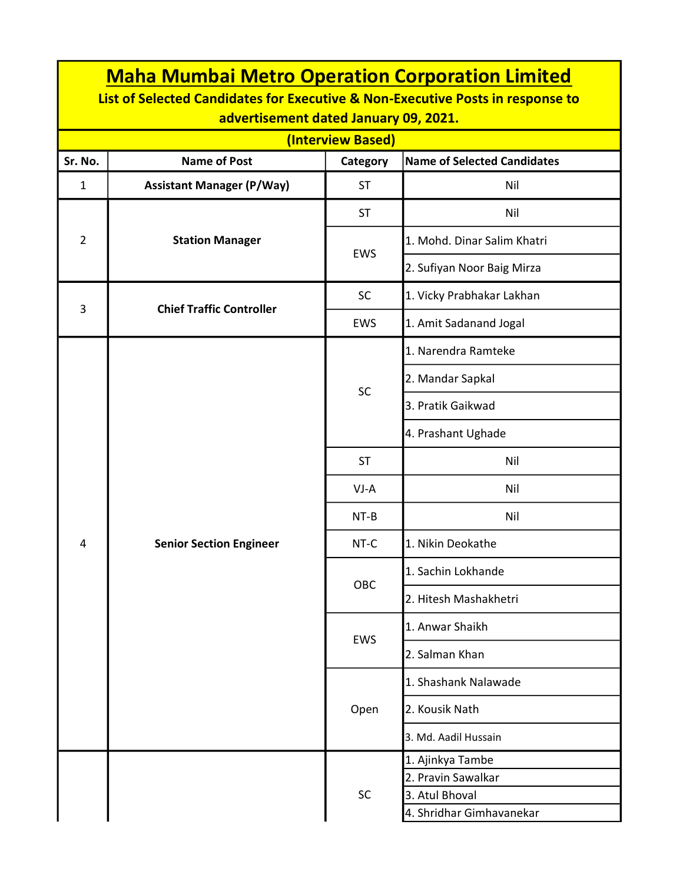# Maha Mumbai Metro Operation Corporation Limited

**List of Selected Candidates for Executive & Non-Executive Posts in response to advertisement dated January 09, 2021.**

**(Interview Based)**

| Sr. No. | Name of Post | Category | Name of Selected Candidates |
|---|---|---|---|
| 1 | **Assistant Manager (P/Way)** | ST | Nil |
| 2 | **Station Manager** | ST | Nil |
| | | EWS | 1. Mohd. Dinar Salim Khatri |
| | | | 2. Sufiyan Noor Baig Mirza |
| 3 | **Chief Traffic Controller** | SC | 1. Vicky Prabhakar Lakhan |
| | | EWS | 1. Amit Sadanand Jogal |
| 4 | **Senior Section Engineer** | SC | 1. Narendra Ramteke |
| | | | 2. Mandar Sapkal |
| | | | 3. Pratik Gaikwad |
| | | | 4. Prashant Ughade |
| | | ST | Nil |
| | | VJ-A | Nil |
| | | NT-B | Nil |
| | | NT-C | 1. Nikin Deokathe |
| | | OBC | 1. Sachin Lokhande |
| | | | 2. Hitesh Mashakhetri |
| | | EWS | 1. Anwar Shaikh |
| | | | 2. Salman Khan |
| | | Open | 1. Shashank Nalawade |
| | | | 2. Kousik Nath |
| | | | 3. Md. Aadil Hussain |
| | | SC | 1. Ajinkya Tambe |
| | | | 2. Pravin Sawalkar |
| | | | 3. Atul Bhoval |
| | | | 4. Shridhar Gimhavanekar |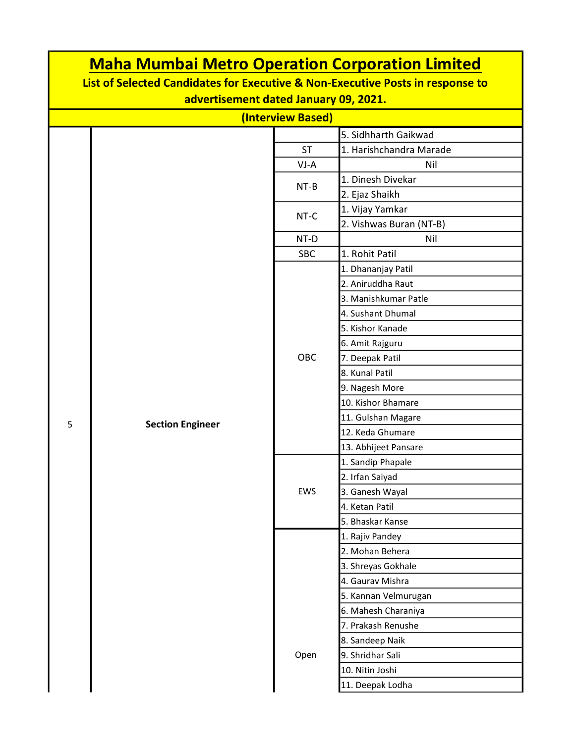# Maha Mumbai Metro Operation Corporation Limited

**List of Selected Candidates for Executive & Non-Executive Posts in response to advertisement dated January 09, 2021.**

**(Interview Based)**

| | | | |
|---|---|---|---|
| 5 | **Section Engineer** | | 5. Sidhharth Gaikwad |
| | | ST | 1. Harishchandra Marade |
| | | VJ-A | Nil |
| | | NT-B | 1. Dinesh Divekar |
| | | | 2. Ejaz Shaikh |
| | | NT-C | 1. Vijay Yamkar |
| | | | 2. Vishwas Buran (NT-B) |
| | | NT-D | Nil |
| | | SBC | 1. Rohit Patil |
| | | OBC | 1. Dhananjay Patil |
| | | | 2. Aniruddha Raut |
| | | | 3. Manishkumar Patle |
| | | | 4. Sushant Dhumal |
| | | | 5. Kishor Kanade |
| | | | 6. Amit Rajguru |
| | | | 7. Deepak Patil |
| | | | 8. Kunal Patil |
| | | | 9. Nagesh More |
| | | | 10. Kishor Bhamare |
| | | | 11. Gulshan Magare |
| | | | 12. Keda Ghumare |
| | | | 13. Abhijeet Pansare |
| | | EWS | 1. Sandip Phapale |
| | | | 2. Irfan Saiyad |
| | | | 3. Ganesh Wayal |
| | | | 4. Ketan Patil |
| | | | 5. Bhaskar Kanse |
| | | Open | 1. Rajiv Pandey |
| | | | 2. Mohan Behera |
| | | | 3. Shreyas Gokhale |
| | | | 4. Gaurav Mishra |
| | | | 5. Kannan Velmurugan |
| | | | 6. Mahesh Charaniya |
| | | | 7. Prakash Renushe |
| | | | 8. Sandeep Naik |
| | | | 9. Shridhar Sali |
| | | | 10. Nitin Joshi |
| | | | 11. Deepak Lodha |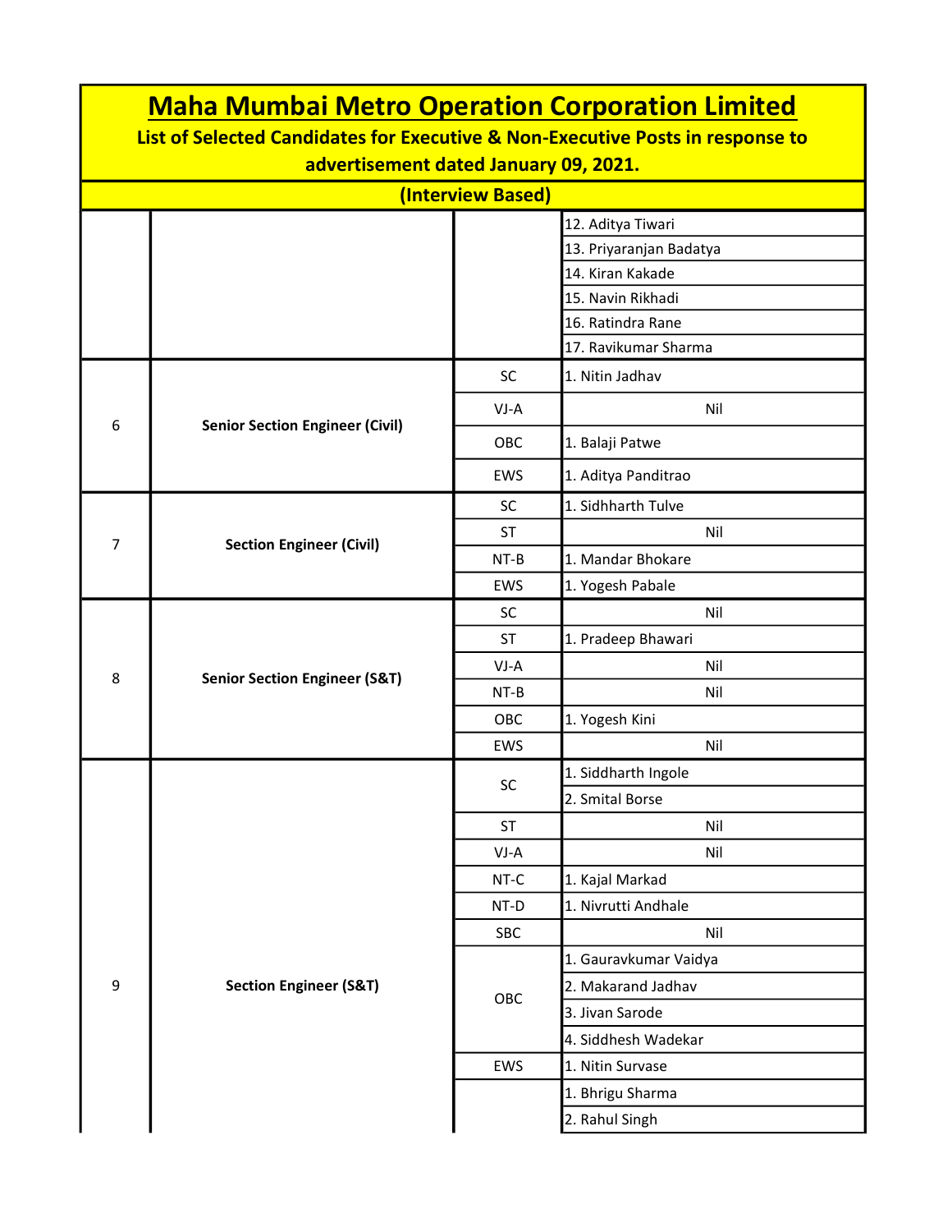# Maha Mumbai Metro Operation Corporation Limited

**List of Selected Candidates for Executive & Non-Executive Posts in response to advertisement dated January 09, 2021.**

**(Interview Based)**

| | | | |
|---|---|---|---|
| | | | 12. Aditya Tiwari |
| | | | 13. Priyaranjan Badatya |
| | | | 14. Kiran Kakade |
| | | | 15. Navin Rikhadi |
| | | | 16. Ratindra Rane |
| | | | 17. Ravikumar Sharma |
| 6 | **Senior Section Engineer (Civil)** | SC | 1. Nitin Jadhav |
| | | VJ-A | Nil |
| | | OBC | 1. Balaji Patwe |
| | | EWS | 1. Aditya Panditrao |
| 7 | **Section Engineer (Civil)** | SC | 1. Sidhharth Tulve |
| | | ST | Nil |
| | | NT-B | 1. Mandar Bhokare |
| | | EWS | 1. Yogesh Pabale |
| 8 | **Senior Section Engineer (S&T)** | SC | Nil |
| | | ST | 1. Pradeep Bhawari |
| | | VJ-A | Nil |
| | | NT-B | Nil |
| | | OBC | 1. Yogesh Kini |
| | | EWS | Nil |
| 9 | **Section Engineer (S&T)** | SC | 1. Siddharth Ingole |
| | | | 2. Smital Borse |
| | | ST | Nil |
| | | VJ-A | Nil |
| | | NT-C | 1. Kajal Markad |
| | | NT-D | 1. Nivrutti Andhale |
| | | SBC | Nil |
| | | OBC | 1. Gauravkumar Vaidya |
| | | | 2. Makarand Jadhav |
| | | | 3. Jivan Sarode |
| | | | 4. Siddhesh Wadekar |
| | | EWS | 1. Nitin Survase |
| | | | 1. Bhrigu Sharma |
| | | | 2. Rahul Singh |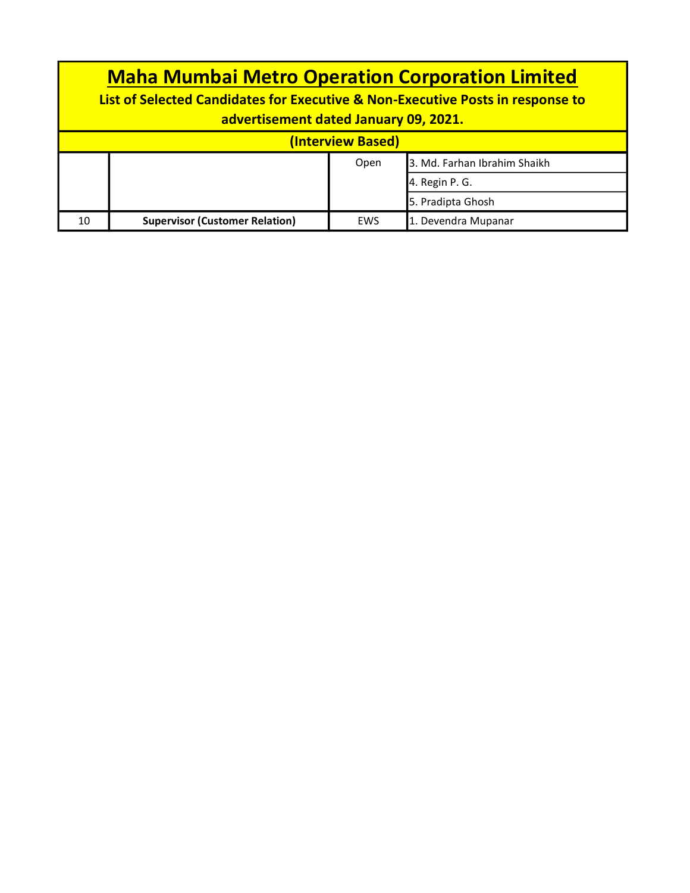# Maha Mumbai Metro Operation Corporation Limited

**List of Selected Candidates for Executive & Non-Executive Posts in response to advertisement dated January 09, 2021.**

**(Interview Based)**

| | | | |
|---|---|---|---|
| | | Open | 3. Md. Farhan Ibrahim Shaikh |
| | | | 4. Regin P. G. |
| | | | 5. Pradipta Ghosh |
| 10 | **Supervisor (Customer Relation)** | EWS | 1. Devendra Mupanar |